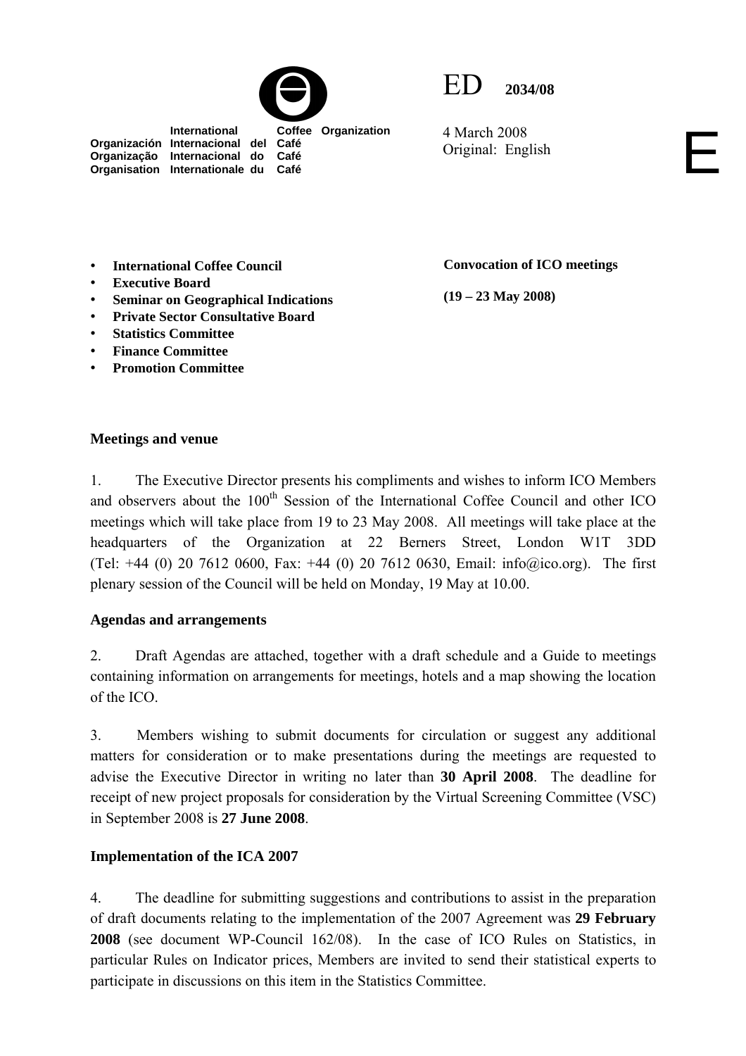International Coffee Organization
Organización Internacional del Café
Organização Internacional do Café
Organisation Internationale du Café

ED 2034/08

4 March 2008
Original: English

E

- **International Coffee Council**
- **Executive Board**
- **Seminar on Geographical Indications**
- **Private Sector Consultative Board**
- **Statistics Committee**
- **Finance Committee**
- **Promotion Committee**

**Convocation of ICO meetings**

**(19 – 23 May 2008)**

## Meetings and venue

1. The Executive Director presents his compliments and wishes to inform ICO Members and observers about the 100th Session of the International Coffee Council and other ICO meetings which will take place from 19 to 23 May 2008. All meetings will take place at the headquarters of the Organization at 22 Berners Street, London W1T 3DD (Tel: +44 (0) 20 7612 0600, Fax: +44 (0) 20 7612 0630, Email: info@ico.org). The first plenary session of the Council will be held on Monday, 19 May at 10.00.

## Agendas and arrangements

2. Draft Agendas are attached, together with a draft schedule and a Guide to meetings containing information on arrangements for meetings, hotels and a map showing the location of the ICO.

3. Members wishing to submit documents for circulation or suggest any additional matters for consideration or to make presentations during the meetings are requested to advise the Executive Director in writing no later than **30 April 2008**. The deadline for receipt of new project proposals for consideration by the Virtual Screening Committee (VSC) in September 2008 is **27 June 2008**.

## Implementation of the ICA 2007

4. The deadline for submitting suggestions and contributions to assist in the preparation of draft documents relating to the implementation of the 2007 Agreement was **29 February 2008** (see document WP-Council 162/08). In the case of ICO Rules on Statistics, in particular Rules on Indicator prices, Members are invited to send their statistical experts to participate in discussions on this item in the Statistics Committee.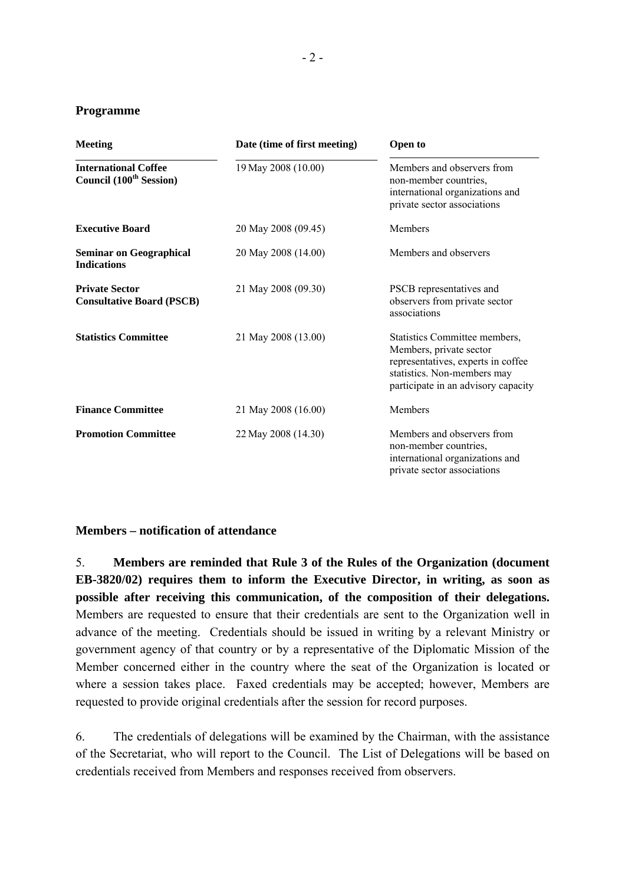## Programme

| Meeting | Date (time of first meeting) | Open to |
|---|---|---|
| **International Coffee Council (100th Session)** | 19 May 2008 (10.00) | Members and observers from non-member countries, international organizations and private sector associations |
| **Executive Board** | 20 May 2008 (09.45) | Members |
| **Seminar on Geographical Indications** | 20 May 2008 (14.00) | Members and observers |
| **Private Sector Consultative Board (PSCB)** | 21 May 2008 (09.30) | PSCB representatives and observers from private sector associations |
| **Statistics Committee** | 21 May 2008 (13.00) | Statistics Committee members, Members, private sector representatives, experts in coffee statistics. Non-members may participate in an advisory capacity |
| **Finance Committee** | 21 May 2008 (16.00) | Members |
| **Promotion Committee** | 22 May 2008 (14.30) | Members and observers from non-member countries, international organizations and private sector associations |

## Members – notification of attendance

5. **Members are reminded that Rule 3 of the Rules of the Organization (document EB-3820/02) requires them to inform the Executive Director, in writing, as soon as possible after receiving this communication, of the composition of their delegations.** Members are requested to ensure that their credentials are sent to the Organization well in advance of the meeting. Credentials should be issued in writing by a relevant Ministry or government agency of that country or by a representative of the Diplomatic Mission of the Member concerned either in the country where the seat of the Organization is located or where a session takes place. Faxed credentials may be accepted; however, Members are requested to provide original credentials after the session for record purposes.

6. The credentials of delegations will be examined by the Chairman, with the assistance of the Secretariat, who will report to the Council. The List of Delegations will be based on credentials received from Members and responses received from observers.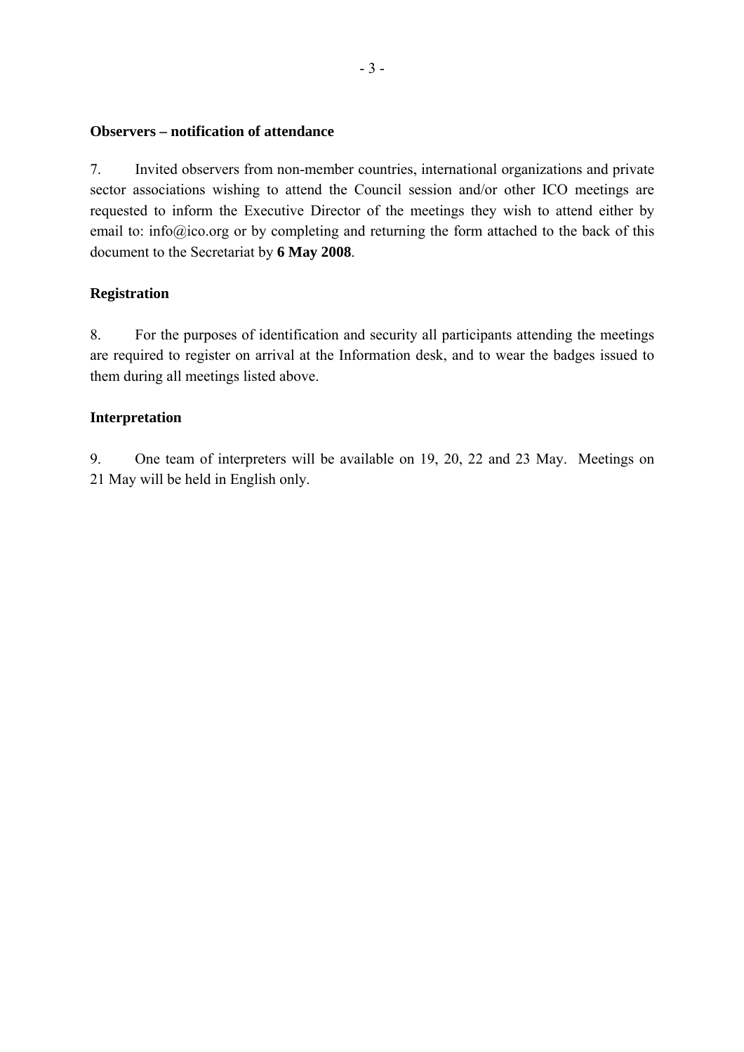**Observers – notification of attendance**

7. Invited observers from non-member countries, international organizations and private sector associations wishing to attend the Council session and/or other ICO meetings are requested to inform the Executive Director of the meetings they wish to attend either by email to: info@ico.org or by completing and returning the form attached to the back of this document to the Secretariat by **6 May 2008**.

**Registration**

8. For the purposes of identification and security all participants attending the meetings are required to register on arrival at the Information desk, and to wear the badges issued to them during all meetings listed above.

**Interpretation**

9. One team of interpreters will be available on 19, 20, 22 and 23 May. Meetings on 21 May will be held in English only.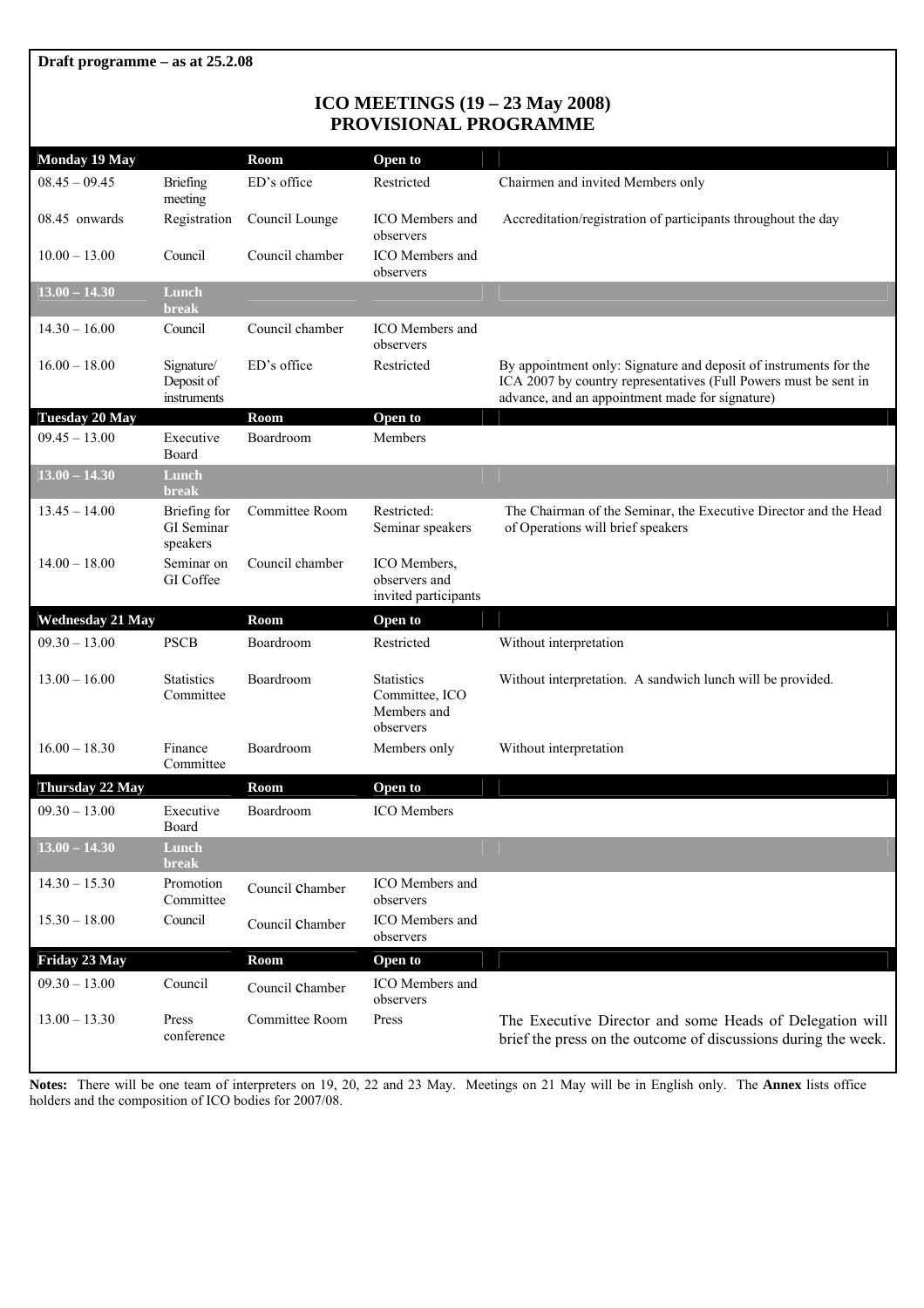**Draft programme – as at 25.2.08**

## ICO MEETINGS (19 – 23 May 2008)
## PROVISIONAL PROGRAMME

| **Monday 19 May** | | **Room** | **Open to** | |
|---|---|---|---|---|
| 08.45 – 09.45 | Briefing meeting | ED's office | Restricted | Chairmen and invited Members only |
| 08.45 onwards | Registration | Council Lounge | ICO Members and observers | Accreditation/registration of participants throughout the day |
| 10.00 – 13.00 | Council | Council chamber | ICO Members and observers | |
| **13.00 – 14.30** | **Lunch break** | | | |
| 14.30 – 16.00 | Council | Council chamber | ICO Members and observers | |
| 16.00 – 18.00 | Signature/ Deposit of instruments | ED's office | Restricted | By appointment only: Signature and deposit of instruments for the ICA 2007 by country representatives (Full Powers must be sent in advance, and an appointment made for signature) |
| **Tuesday 20 May** | | **Room** | **Open to** | |
| 09.45 – 13.00 | Executive Board | Boardroom | Members | |
| **13.00 – 14.30** | **Lunch break** | | | |
| 13.45 – 14.00 | Briefing for GI Seminar speakers | Committee Room | Restricted: Seminar speakers | The Chairman of the Seminar, the Executive Director and the Head of Operations will brief speakers |
| 14.00 – 18.00 | Seminar on GI Coffee | Council chamber | ICO Members, observers and invited participants | |
| **Wednesday 21 May** | | **Room** | **Open to** | |
| 09.30 – 13.00 | PSCB | Boardroom | Restricted | Without interpretation |
| 13.00 – 16.00 | Statistics Committee | Boardroom | Statistics Committee, ICO Members and observers | Without interpretation. A sandwich lunch will be provided. |
| 16.00 – 18.30 | Finance Committee | Boardroom | Members only | Without interpretation |
| **Thursday 22 May** | | **Room** | **Open to** | |
| 09.30 – 13.00 | Executive Board | Boardroom | ICO Members | |
| **13.00 – 14.30** | **Lunch break** | | | |
| 14.30 – 15.30 | Promotion Committee | Council Chamber | ICO Members and observers | |
| 15.30 – 18.00 | Council | Council Chamber | ICO Members and observers | |
| **Friday 23 May** | | **Room** | **Open to** | |
| 09.30 – 13.00 | Council | Council Chamber | ICO Members and observers | |
| 13.00 – 13.30 | Press conference | Committee Room | Press | The Executive Director and some Heads of Delegation will brief the press on the outcome of discussions during the week. |

**Notes:** There will be one team of interpreters on 19, 20, 22 and 23 May. Meetings on 21 May will be in English only. The **Annex** lists office holders and the composition of ICO bodies for 2007/08.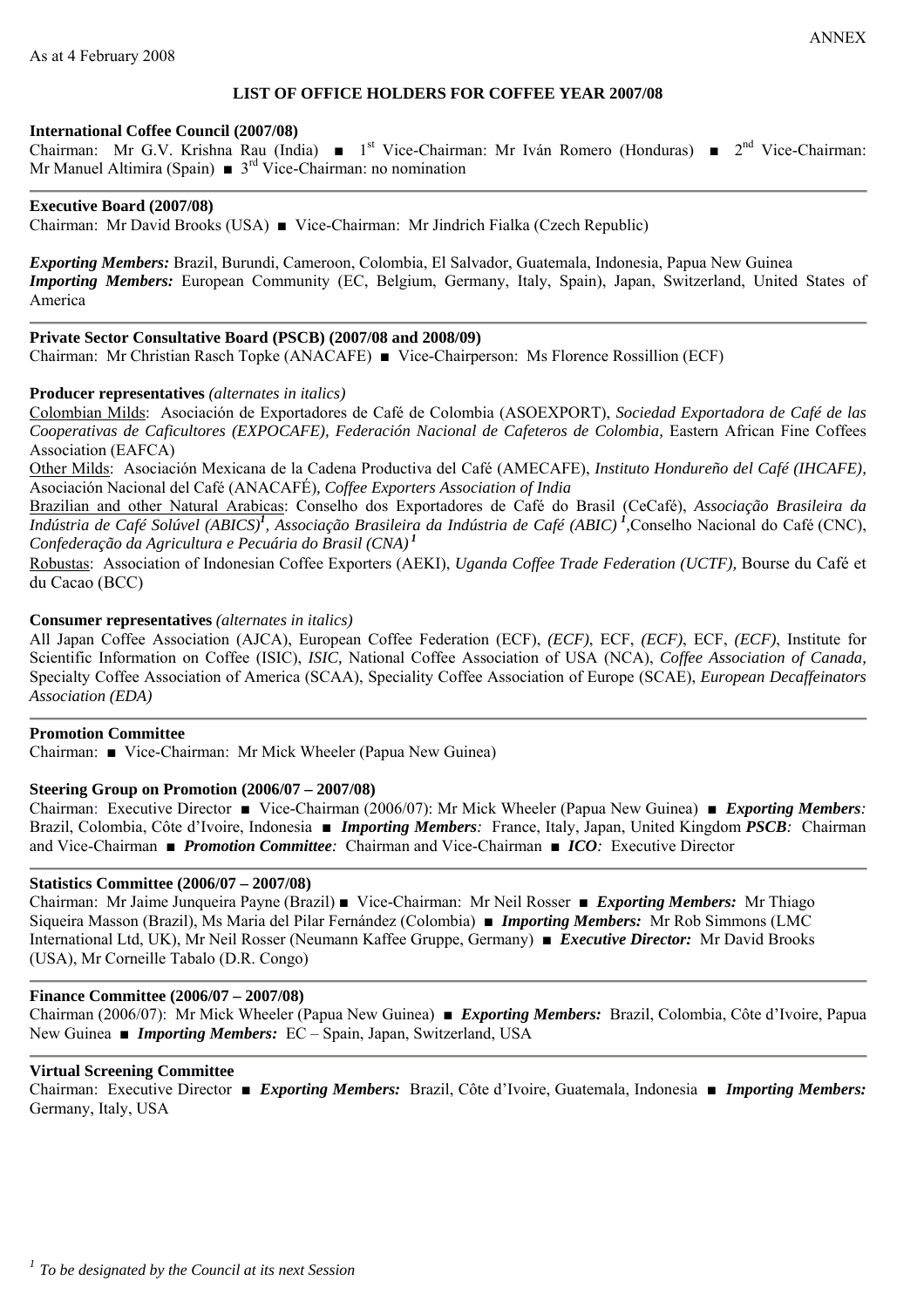As at 4 February 2008

ANNEX

**LIST OF OFFICE HOLDERS FOR COFFEE YEAR 2007/08**

**International Coffee Council (2007/08)**
Chairman: Mr G.V. Krishna Rau (India) ■ 1st Vice-Chairman: Mr Iván Romero (Honduras) ■ 2nd Vice-Chairman: Mr Manuel Altimira (Spain) ■ 3rd Vice-Chairman: no nomination

---

**Executive Board (2007/08)**
Chairman: Mr David Brooks (USA) ■ Vice-Chairman: Mr Jindrich Fialka (Czech Republic)

***Exporting Members:*** Brazil, Burundi, Cameroon, Colombia, El Salvador, Guatemala, Indonesia, Papua New Guinea
***Importing Members:*** European Community (EC, Belgium, Germany, Italy, Spain), Japan, Switzerland, United States of America

---

**Private Sector Consultative Board (PSCB) (2007/08 and 2008/09)**
Chairman: Mr Christian Rasch Topke (ANACAFE) ■ Vice-Chairperson: Ms Florence Rossillion (ECF)

**Producer representatives** *(alternates in italics)*
Colombian Milds: Asociación de Exportadores de Café de Colombia (ASOEXPORT), *Sociedad Exportadora de Café de las Cooperativas de Caficultores (EXPOCAFE), Federación Nacional de Cafeteros de Colombia,* Eastern African Fine Coffees Association (EAFCA)
Other Milds: Asociación Mexicana de la Cadena Productiva del Café (AMECAFE), *Instituto Hondureño del Café (IHCAFE),* Asociación Nacional del Café (ANACAFÉ)*, Coffee Exporters Association of India*
Brazilian and other Natural Arabicas: Conselho dos Exportadores de Café do Brasil (CeCafé), *Associação Brasileira da Indústria de Café Solúvel (ABICS)[1], Associação Brasileira da Indústria de Café (ABIC)[1],*Conselho Nacional do Café (CNC), *Confederação da Agricultura e Pecuária do Brasil (CNA)[1]*
Robustas: Association of Indonesian Coffee Exporters (AEKI), *Uganda Coffee Trade Federation (UCTF),* Bourse du Café et du Cacao (BCC)

**Consumer representatives** *(alternates in italics)*
All Japan Coffee Association (AJCA), European Coffee Federation (ECF), *(ECF)*, ECF, *(ECF)*, ECF, *(ECF)*, Institute for Scientific Information on Coffee (ISIC), *ISIC,* National Coffee Association of USA (NCA), *Coffee Association of Canada,* Specialty Coffee Association of America (SCAA), Speciality Coffee Association of Europe (SCAE), *European Decaffeinators Association (EDA)*

---

**Promotion Committee**
Chairman: ■ Vice-Chairman: Mr Mick Wheeler (Papua New Guinea)

**Steering Group on Promotion (2006/07 – 2007/08)**
Chairman: Executive Director ■ Vice-Chairman (2006/07): Mr Mick Wheeler (Papua New Guinea) ■ ***Exporting Members:*** Brazil, Colombia, Côte d'Ivoire, Indonesia ■ ***Importing Members:*** France, Italy, Japan, United Kingdom ***PSCB:*** Chairman and Vice-Chairman ■ ***Promotion Committee:*** Chairman and Vice-Chairman ■ ***ICO:*** Executive Director

---

**Statistics Committee (2006/07 – 2007/08)**
Chairman: Mr Jaime Junqueira Payne (Brazil) ■ Vice-Chairman: Mr Neil Rosser ■ ***Exporting Members:*** Mr Thiago Siqueira Masson (Brazil), Ms Maria del Pilar Fernández (Colombia) ■ ***Importing Members:*** Mr Rob Simmons (LMC International Ltd, UK), Mr Neil Rosser (Neumann Kaffee Gruppe, Germany) ■ ***Executive Director:*** Mr David Brooks (USA), Mr Corneille Tabalo (D.R. Congo)

---

**Finance Committee (2006/07 – 2007/08)**
Chairman (2006/07): Mr Mick Wheeler (Papua New Guinea) ■ ***Exporting Members:*** Brazil, Colombia, Côte d'Ivoire, Papua New Guinea ■ ***Importing Members:*** EC – Spain, Japan, Switzerland, USA

---

**Virtual Screening Committee**
Chairman: Executive Director ■ ***Exporting Members:*** Brazil, Côte d'Ivoire, Guatemala, Indonesia ■ ***Importing Members:*** Germany, Italy, USA

*[1] To be designated by the Council at its next Session*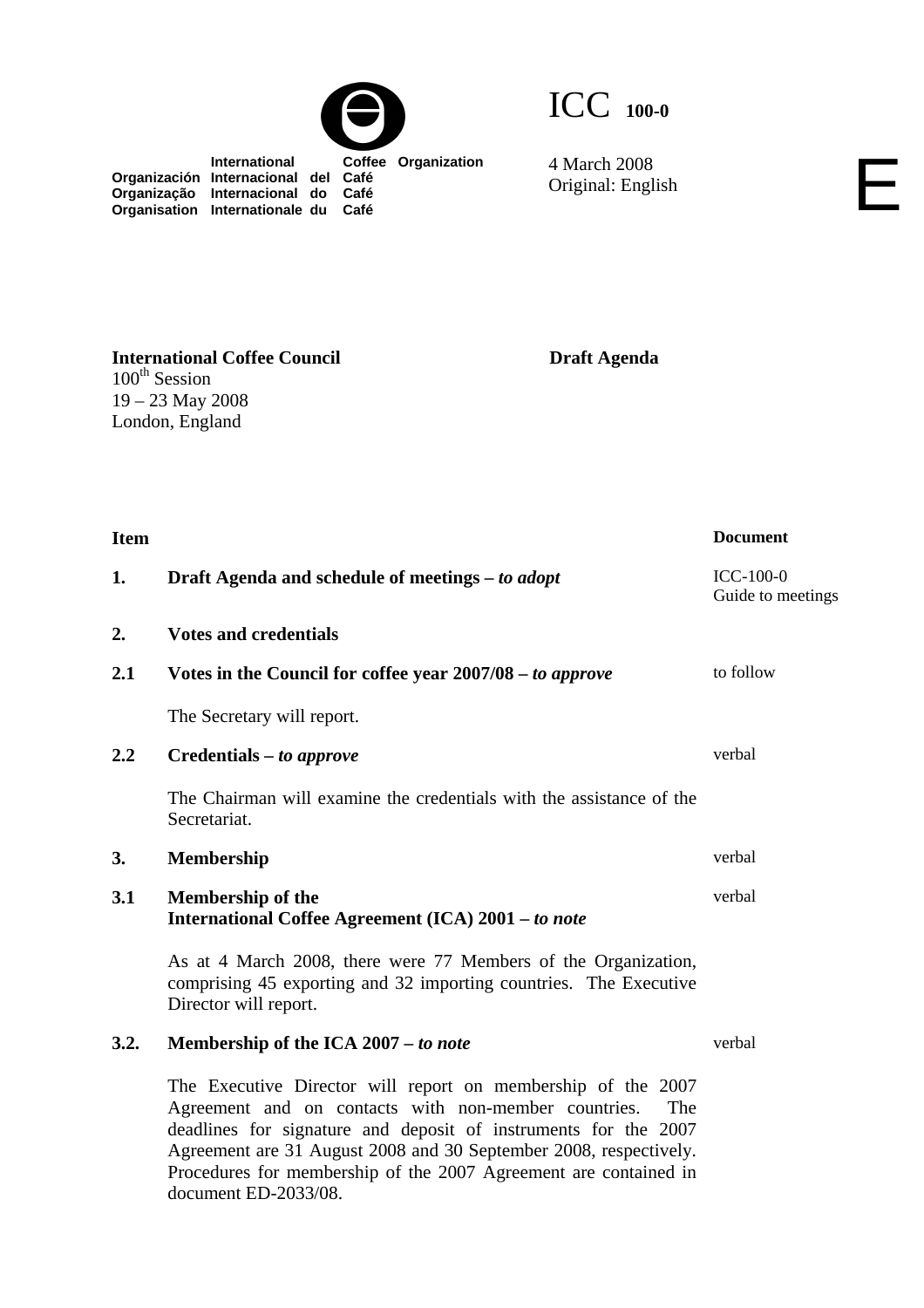International Coffee Organization
Organización Internacional del Café
Organização Internacional do Café
Organisation Internationale du Café

# ICC 100-0

4 March 2008
Original: English

E

**International Coffee Council**
100th Session
19 – 23 May 2008
London, England

**Draft Agenda**

| Item | | Document |
|---|---|---|
| **1.** | **Draft Agenda and schedule of meetings –** ***to adopt*** | ICC-100-0<br>Guide to meetings |
| **2.** | **Votes and credentials** | |
| **2.1** | **Votes in the Council for coffee year 2007/08 –** ***to approve***<br><br>The Secretary will report. | to follow |
| **2.2** | **Credentials –** ***to approve***<br><br>The Chairman will examine the credentials with the assistance of the Secretariat. | verbal |
| **3.** | **Membership** | verbal |
| **3.1** | **Membership of the International Coffee Agreement (ICA) 2001 –** ***to note***<br><br>As at 4 March 2008, there were 77 Members of the Organization, comprising 45 exporting and 32 importing countries. The Executive Director will report. | verbal |
| **3.2.** | **Membership of the ICA 2007 –** ***to note***<br><br>The Executive Director will report on membership of the 2007 Agreement and on contacts with non-member countries. The deadlines for signature and deposit of instruments for the 2007 Agreement are 31 August 2008 and 30 September 2008, respectively. Procedures for membership of the 2007 Agreement are contained in document ED-2033/08. | verbal |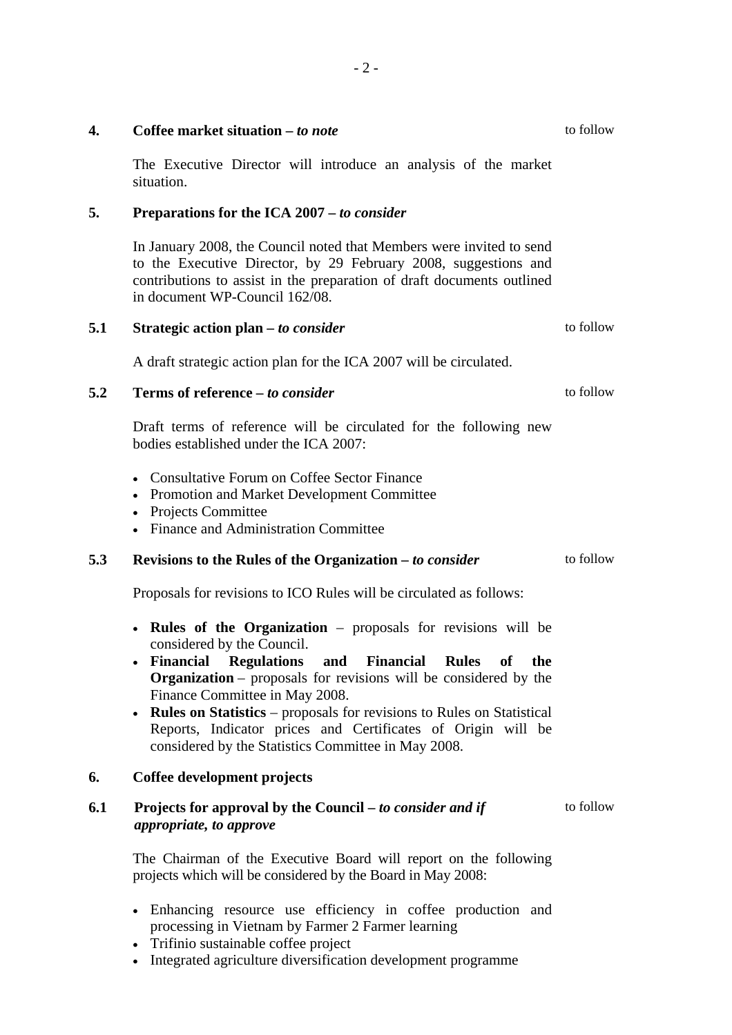## 4. Coffee market situation – *to note* to follow

The Executive Director will introduce an analysis of the market situation.

## 5. Preparations for the ICA 2007 – *to consider*

In January 2008, the Council noted that Members were invited to send to the Executive Director, by 29 February 2008, suggestions and contributions to assist in the preparation of draft documents outlined in document WP-Council 162/08.

### 5.1 Strategic action plan – *to consider* to follow

A draft strategic action plan for the ICA 2007 will be circulated.

### 5.2 Terms of reference – *to consider* to follow

Draft terms of reference will be circulated for the following new bodies established under the ICA 2007:

- Consultative Forum on Coffee Sector Finance
- Promotion and Market Development Committee
- Projects Committee
- Finance and Administration Committee

### 5.3 Revisions to the Rules of the Organization – *to consider* to follow

Proposals for revisions to ICO Rules will be circulated as follows:

- **Rules of the Organization** – proposals for revisions will be considered by the Council.
- **Financial Regulations and Financial Rules of the Organization** – proposals for revisions will be considered by the Finance Committee in May 2008.
- **Rules on Statistics** – proposals for revisions to Rules on Statistical Reports, Indicator prices and Certificates of Origin will be considered by the Statistics Committee in May 2008.

## 6. Coffee development projects

### 6.1 Projects for approval by the Council – *to consider and if appropriate, to approve* to follow

The Chairman of the Executive Board will report on the following projects which will be considered by the Board in May 2008:

- Enhancing resource use efficiency in coffee production and processing in Vietnam by Farmer 2 Farmer learning
- Trifinio sustainable coffee project
- Integrated agriculture diversification development programme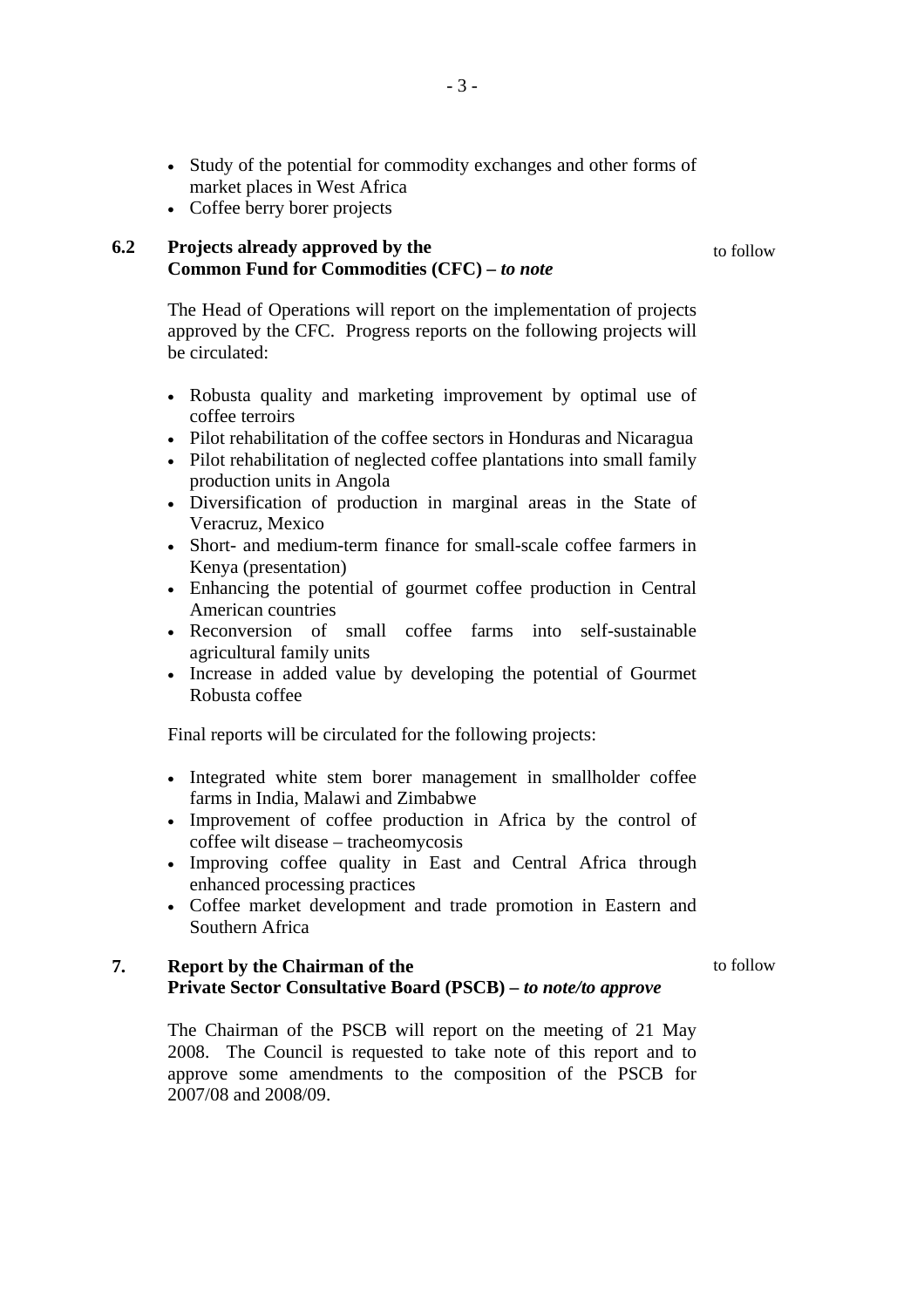- Study of the potential for commodity exchanges and other forms of market places in West Africa
- Coffee berry borer projects

### 6.2 Projects already approved by the Common Fund for Commodities (CFC) – *to note*

to follow

The Head of Operations will report on the implementation of projects approved by the CFC. Progress reports on the following projects will be circulated:

- Robusta quality and marketing improvement by optimal use of coffee terroirs
- Pilot rehabilitation of the coffee sectors in Honduras and Nicaragua
- Pilot rehabilitation of neglected coffee plantations into small family production units in Angola
- Diversification of production in marginal areas in the State of Veracruz, Mexico
- Short- and medium-term finance for small-scale coffee farmers in Kenya (presentation)
- Enhancing the potential of gourmet coffee production in Central American countries
- Reconversion of small coffee farms into self-sustainable agricultural family units
- Increase in added value by developing the potential of Gourmet Robusta coffee

Final reports will be circulated for the following projects:

- Integrated white stem borer management in smallholder coffee farms in India, Malawi and Zimbabwe
- Improvement of coffee production in Africa by the control of coffee wilt disease – tracheomycosis
- Improving coffee quality in East and Central Africa through enhanced processing practices
- Coffee market development and trade promotion in Eastern and Southern Africa

## 7. Report by the Chairman of the Private Sector Consultative Board (PSCB) – *to note/to approve*

to follow

The Chairman of the PSCB will report on the meeting of 21 May 2008. The Council is requested to take note of this report and to approve some amendments to the composition of the PSCB for 2007/08 and 2008/09.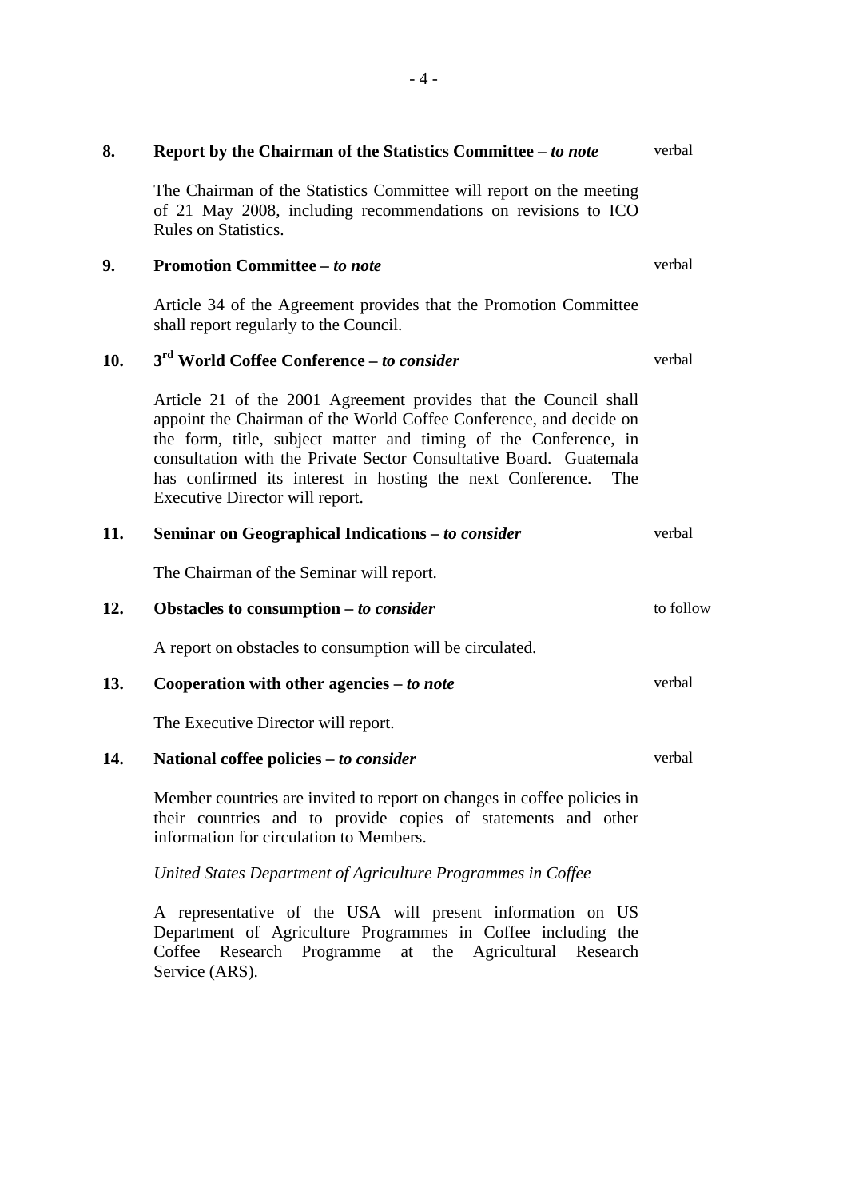**8. Report by the Chairman of the Statistics Committee – *to note*** verbal

The Chairman of the Statistics Committee will report on the meeting of 21 May 2008, including recommendations on revisions to ICO Rules on Statistics.

**9. Promotion Committee – *to note*** verbal

Article 34 of the Agreement provides that the Promotion Committee shall report regularly to the Council.

**10. 3rd World Coffee Conference – *to consider*** verbal

Article 21 of the 2001 Agreement provides that the Council shall appoint the Chairman of the World Coffee Conference, and decide on the form, title, subject matter and timing of the Conference, in consultation with the Private Sector Consultative Board. Guatemala has confirmed its interest in hosting the next Conference. The Executive Director will report.

**11. Seminar on Geographical Indications – *to consider*** verbal

The Chairman of the Seminar will report.

**12. Obstacles to consumption – *to consider*** to follow

A report on obstacles to consumption will be circulated.

**13. Cooperation with other agencies – *to note*** verbal

The Executive Director will report.

**14. National coffee policies – *to consider*** verbal

Member countries are invited to report on changes in coffee policies in their countries and to provide copies of statements and other information for circulation to Members.

*United States Department of Agriculture Programmes in Coffee*

A representative of the USA will present information on US Department of Agriculture Programmes in Coffee including the Coffee Research Programme at the Agricultural Research Service (ARS).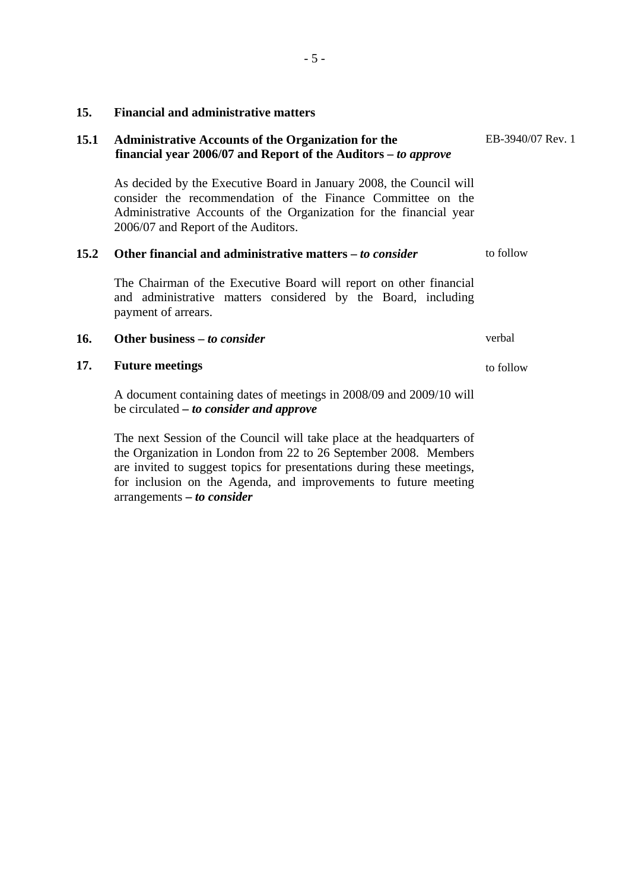**15. Financial and administrative matters**

**15.1 Administrative Accounts of the Organization for the financial year 2006/07 and Report of the Auditors –** ***to approve*** — EB-3940/07 Rev. 1

As decided by the Executive Board in January 2008, the Council will consider the recommendation of the Finance Committee on the Administrative Accounts of the Organization for the financial year 2006/07 and Report of the Auditors.

**15.2 Other financial and administrative matters –** ***to consider*** — to follow

The Chairman of the Executive Board will report on other financial and administrative matters considered by the Board, including payment of arrears.

**16. Other business –** ***to consider*** — verbal

**17. Future meetings** — to follow

A document containing dates of meetings in 2008/09 and 2009/10 will be circulated ***– to consider and approve***

The next Session of the Council will take place at the headquarters of the Organization in London from 22 to 26 September 2008. Members are invited to suggest topics for presentations during these meetings, for inclusion on the Agenda, and improvements to future meeting arrangements ***– to consider***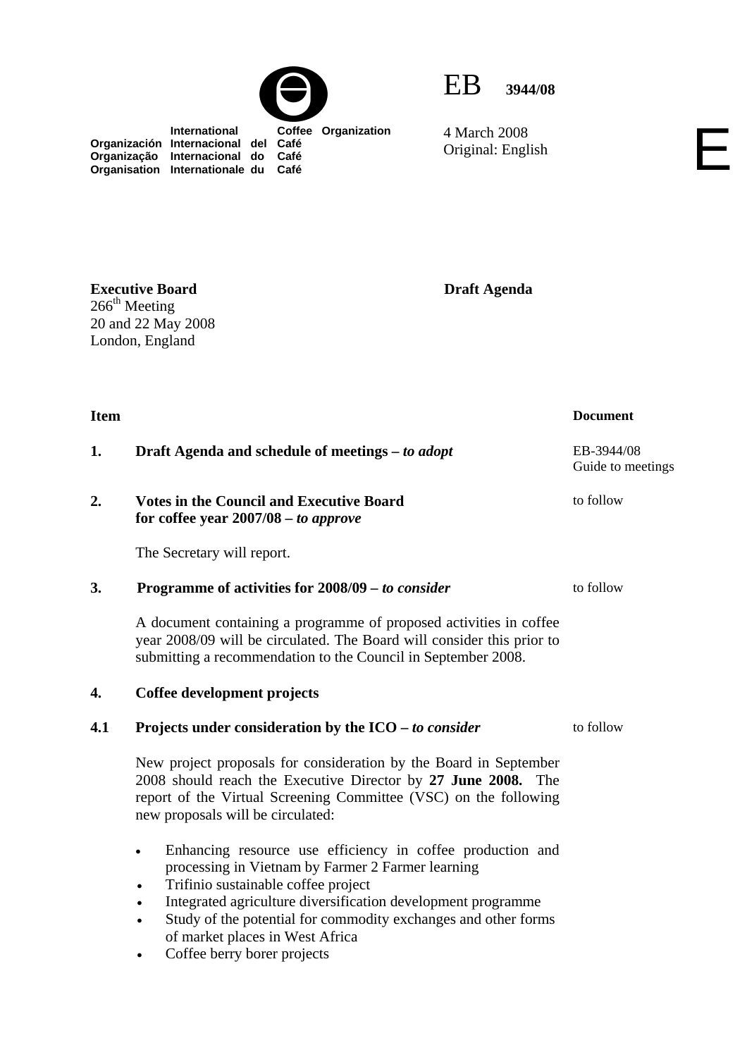International Coffee Organization
Organización Internacional del Café
Organização Internacional do Café
Organisation Internationale du Café

EB 3944/08

4 March 2008
Original: English

E

**Executive Board**
266th Meeting
20 and 22 May 2008
London, England

**Draft Agenda**

| Item | | Document |
|---|---|---|
| **1.** | **Draft Agenda and schedule of meetings – *to adopt*** | EB-3944/08<br>Guide to meetings |
| **2.** | **Votes in the Council and Executive Board for coffee year 2007/08 – *to approve***<br><br>The Secretary will report. | to follow |
| **3.** | **Programme of activities for 2008/09 – *to consider***<br><br>A document containing a programme of proposed activities in coffee year 2008/09 will be circulated. The Board will consider this prior to submitting a recommendation to the Council in September 2008. | to follow |
| **4.** | **Coffee development projects** | |
| **4.1** | **Projects under consideration by the ICO – *to consider***<br><br>New project proposals for consideration by the Board in September 2008 should reach the Executive Director by **27 June 2008.** The report of the Virtual Screening Committee (VSC) on the following new proposals will be circulated:<br><br>• Enhancing resource use efficiency in coffee production and processing in Vietnam by Farmer 2 Farmer learning<br>• Trifinio sustainable coffee project<br>• Integrated agriculture diversification development programme<br>• Study of the potential for commodity exchanges and other forms of market places in West Africa<br>• Coffee berry borer projects | to follow |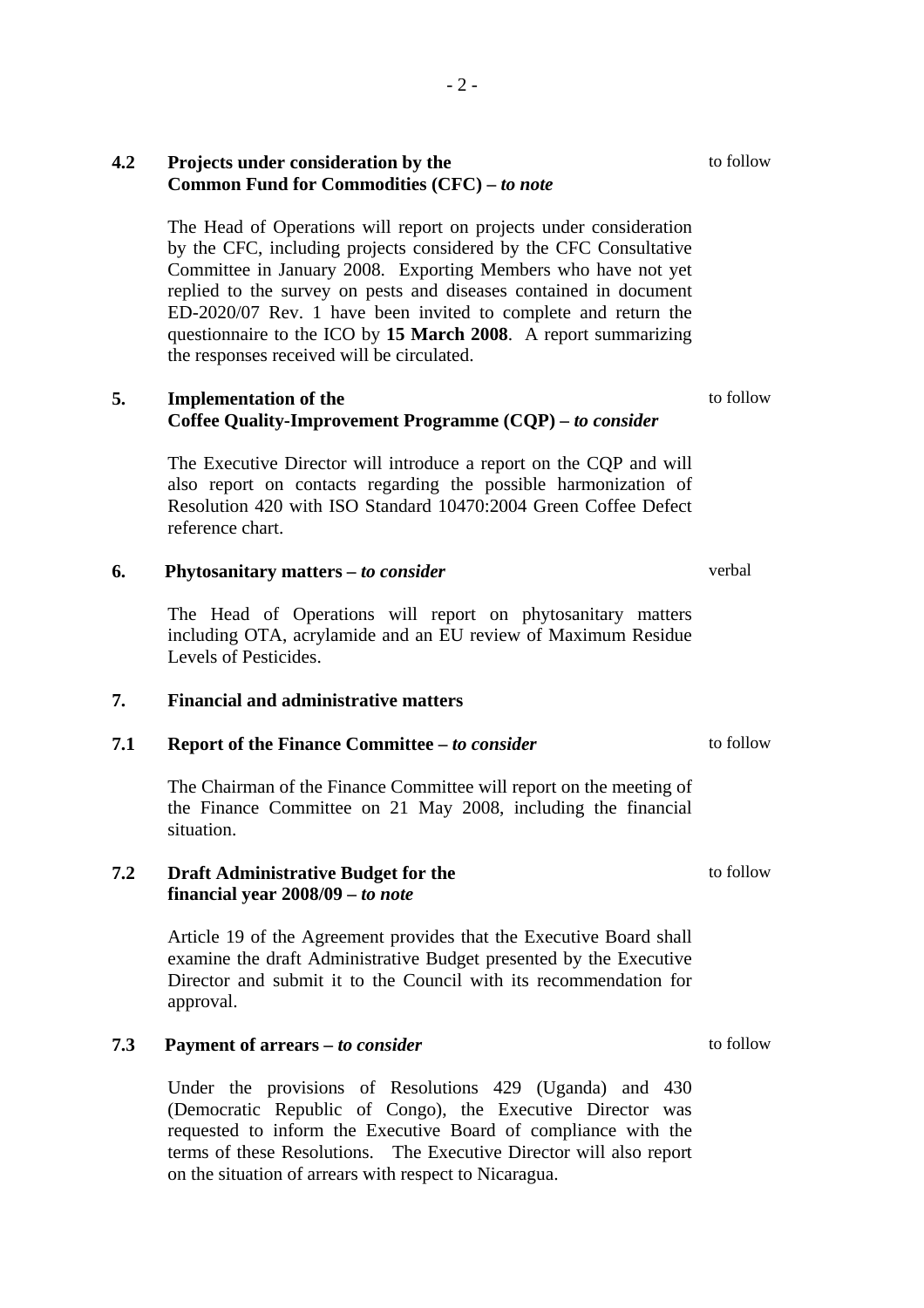**4.2 Projects under consideration by the Common Fund for Commodities (CFC) –** ***to note*** — to follow

The Head of Operations will report on projects under consideration by the CFC, including projects considered by the CFC Consultative Committee in January 2008. Exporting Members who have not yet replied to the survey on pests and diseases contained in document ED-2020/07 Rev. 1 have been invited to complete and return the questionnaire to the ICO by **15 March 2008**. A report summarizing the responses received will be circulated.

**5. Implementation of the Coffee Quality-Improvement Programme (CQP) –** ***to consider*** — to follow

The Executive Director will introduce a report on the CQP and will also report on contacts regarding the possible harmonization of Resolution 420 with ISO Standard 10470:2004 Green Coffee Defect reference chart.

**6. Phytosanitary matters –** ***to consider*** — verbal

The Head of Operations will report on phytosanitary matters including OTA, acrylamide and an EU review of Maximum Residue Levels of Pesticides.

**7. Financial and administrative matters**

**7.1 Report of the Finance Committee –** ***to consider*** — to follow

The Chairman of the Finance Committee will report on the meeting of the Finance Committee on 21 May 2008, including the financial situation.

**7.2 Draft Administrative Budget for the financial year 2008/09 –** ***to note*** — to follow

Article 19 of the Agreement provides that the Executive Board shall examine the draft Administrative Budget presented by the Executive Director and submit it to the Council with its recommendation for approval.

**7.3 Payment of arrears –** ***to consider*** — to follow

Under the provisions of Resolutions 429 (Uganda) and 430 (Democratic Republic of Congo), the Executive Director was requested to inform the Executive Board of compliance with the terms of these Resolutions. The Executive Director will also report on the situation of arrears with respect to Nicaragua.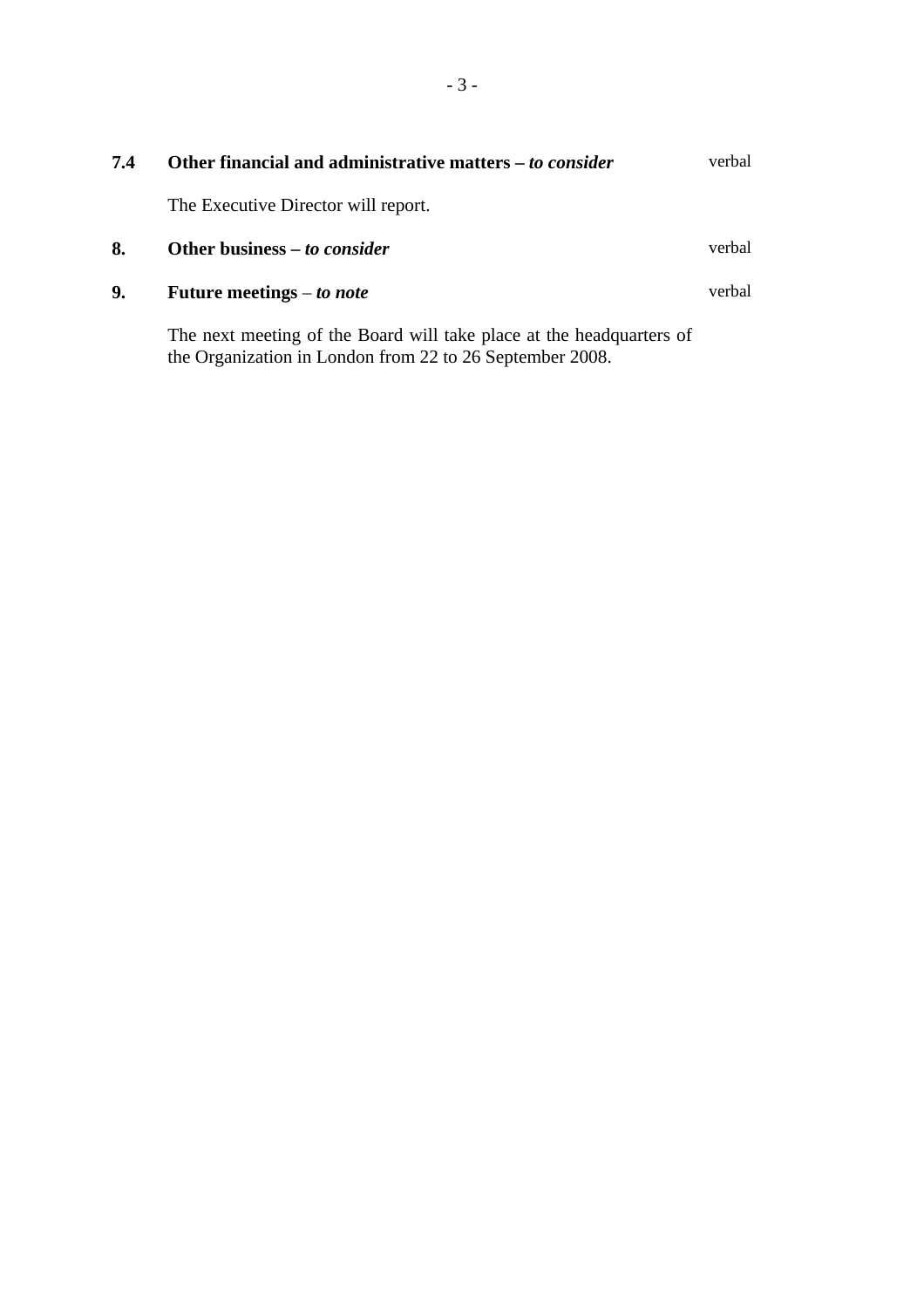**7.4 Other financial and administrative matters – *to consider*** verbal

The Executive Director will report.

**8. Other business – *to consider*** verbal

**9. Future meetings – *to note*** verbal

The next meeting of the Board will take place at the headquarters of the Organization in London from 22 to 26 September 2008.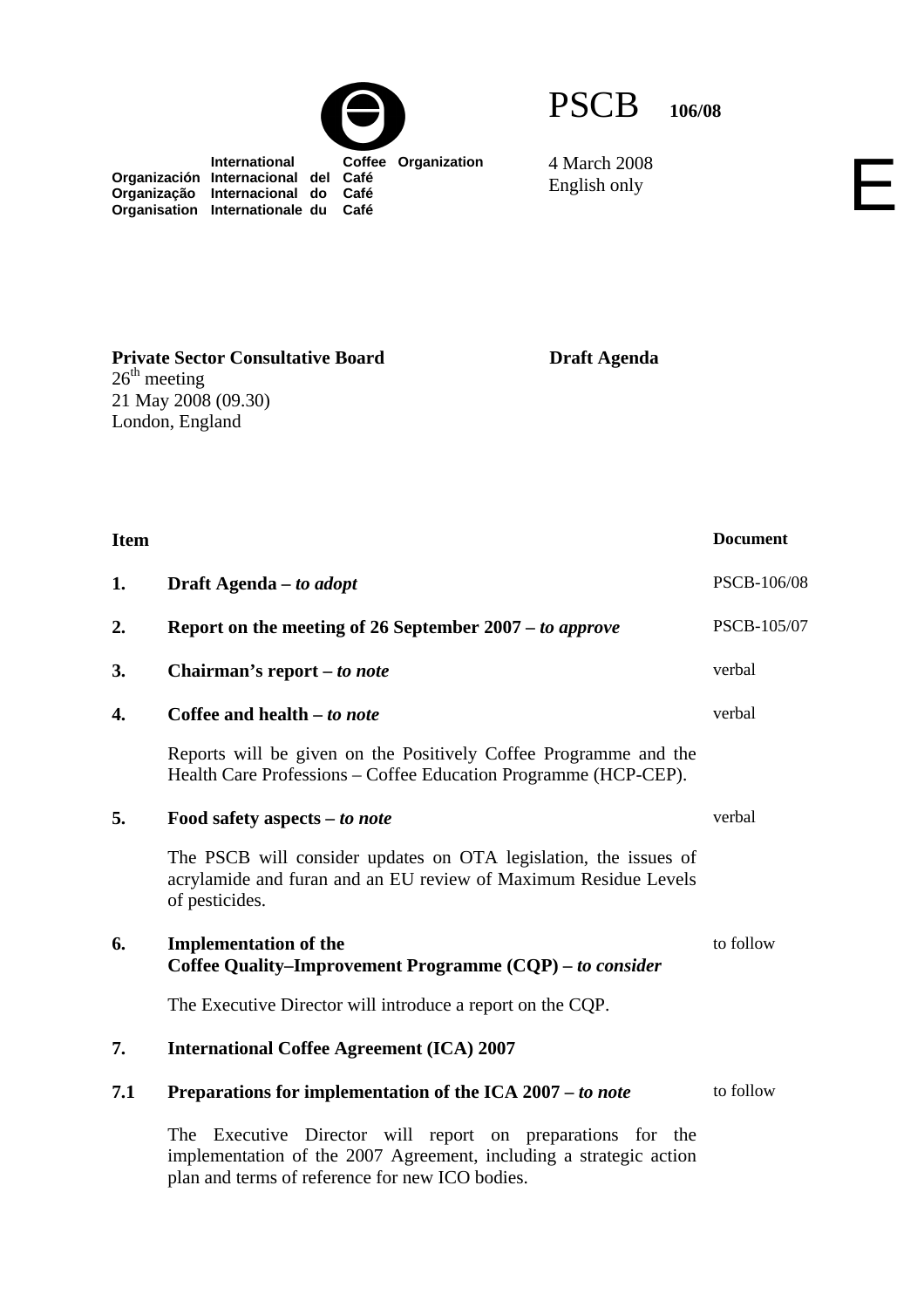International Coffee Organization
Organización Internacional del Café
Organização Internacional do Café
Organisation Internationale du Café

PSCB 106/08

4 March 2008
English only

E

**Private Sector Consultative Board**
26th meeting
21 May 2008 (09.30)
London, England

**Draft Agenda**

| Item | | Document |
|---|---|---|
| **1.** | **Draft Agenda –** ***to adopt*** | PSCB-106/08 |
| **2.** | **Report on the meeting of 26 September 2007 –** ***to approve*** | PSCB-105/07 |
| **3.** | **Chairman's report –** ***to note*** | verbal |
| **4.** | **Coffee and health –** ***to note*** | verbal |
| | Reports will be given on the Positively Coffee Programme and the Health Care Professions – Coffee Education Programme (HCP-CEP). | |
| **5.** | **Food safety aspects –** ***to note*** | verbal |
| | The PSCB will consider updates on OTA legislation, the issues of acrylamide and furan and an EU review of Maximum Residue Levels of pesticides. | |
| **6.** | **Implementation of the Coffee Quality–Improvement Programme (CQP) –** ***to consider*** | to follow |
| | The Executive Director will introduce a report on the CQP. | |
| **7.** | **International Coffee Agreement (ICA) 2007** | |
| **7.1** | **Preparations for implementation of the ICA 2007 –** ***to note*** | to follow |
| | The Executive Director will report on preparations for the implementation of the 2007 Agreement, including a strategic action plan and terms of reference for new ICO bodies. | |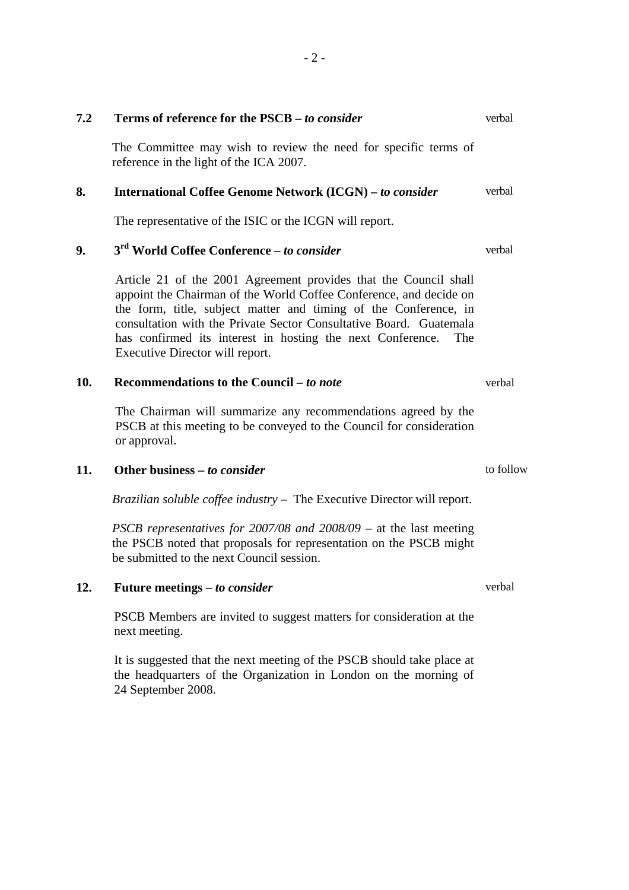**7.2 Terms of reference for the PSCB – *to consider*** verbal

The Committee may wish to review the need for specific terms of reference in the light of the ICA 2007.

**8. International Coffee Genome Network (ICGN) – *to consider*** verbal

The representative of the ISIC or the ICGN will report.

**9. 3rd World Coffee Conference – *to consider*** verbal

Article 21 of the 2001 Agreement provides that the Council shall appoint the Chairman of the World Coffee Conference, and decide on the form, title, subject matter and timing of the Conference, in consultation with the Private Sector Consultative Board. Guatemala has confirmed its interest in hosting the next Conference. The Executive Director will report.

**10. Recommendations to the Council – *to note*** verbal

The Chairman will summarize any recommendations agreed by the PSCB at this meeting to be conveyed to the Council for consideration or approval.

**11. Other business – *to consider*** to follow

*Brazilian soluble coffee industry* – The Executive Director will report.

*PSCB representatives for 2007/08 and 2008/09* – at the last meeting the PSCB noted that proposals for representation on the PSCB might be submitted to the next Council session.

**12. Future meetings – *to consider*** verbal

PSCB Members are invited to suggest matters for consideration at the next meeting.

It is suggested that the next meeting of the PSCB should take place at the headquarters of the Organization in London on the morning of 24 September 2008.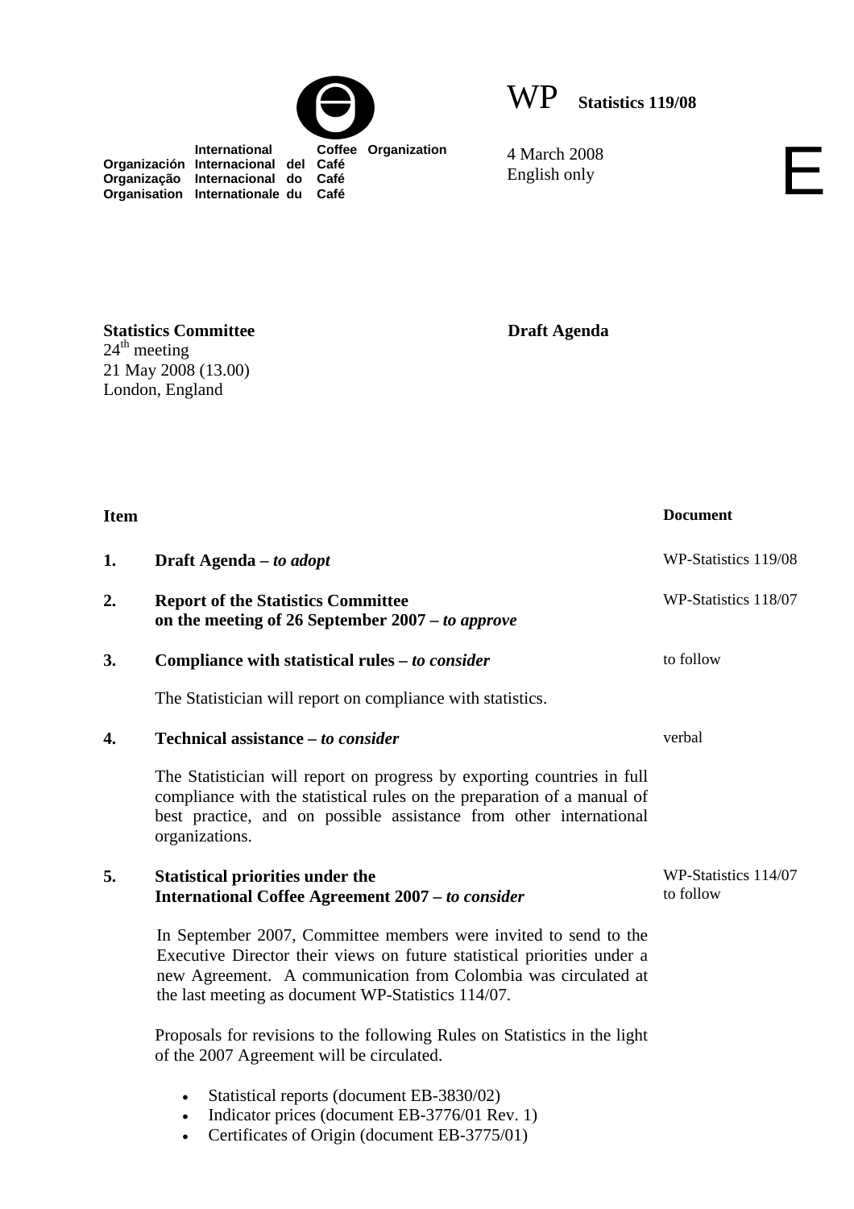International Coffee Organization
Organización Internacional del Café
Organização Internacional do Café
Organisation Internationale du Café

# WP Statistics 119/08

4 March 2008
English only

E

**Statistics Committee**
24th meeting
21 May 2008 (13.00)
London, England

**Draft Agenda**

| Item | | Document |
|---|---|---|
| **1.** | **Draft Agenda – *to adopt*** | WP-Statistics 119/08 |
| **2.** | **Report of the Statistics Committee on the meeting of 26 September 2007 – *to approve*** | WP-Statistics 118/07 |
| **3.** | **Compliance with statistical rules – *to consider*** | to follow |
| | The Statistician will report on compliance with statistics. | |
| **4.** | **Technical assistance – *to consider*** | verbal |
| | The Statistician will report on progress by exporting countries in full compliance with the statistical rules on the preparation of a manual of best practice, and on possible assistance from other international organizations. | |
| **5.** | **Statistical priorities under the International Coffee Agreement 2007 – *to consider*** | WP-Statistics 114/07<br>to follow |

In September 2007, Committee members were invited to send to the Executive Director their views on future statistical priorities under a new Agreement. A communication from Colombia was circulated at the last meeting as document WP-Statistics 114/07.

Proposals for revisions to the following Rules on Statistics in the light of the 2007 Agreement will be circulated.

- Statistical reports (document EB-3830/02)
- Indicator prices (document EB-3776/01 Rev. 1)
- Certificates of Origin (document EB-3775/01)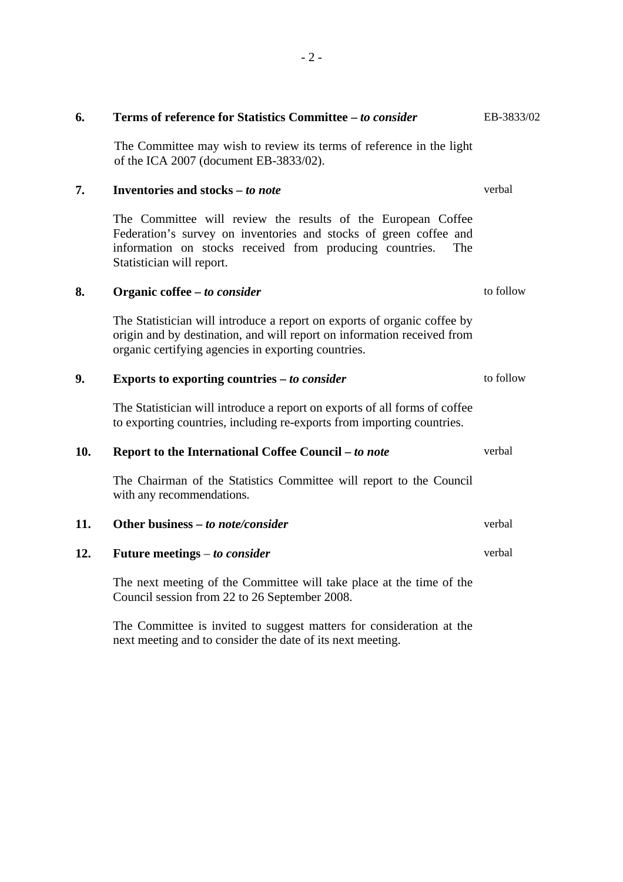**6. Terms of reference for Statistics Committee – *to consider*** EB-3833/02

The Committee may wish to review its terms of reference in the light of the ICA 2007 (document EB-3833/02).

**7. Inventories and stocks – *to note*** verbal

The Committee will review the results of the European Coffee Federation's survey on inventories and stocks of green coffee and information on stocks received from producing countries. The Statistician will report.

**8. Organic coffee – *to consider*** to follow

The Statistician will introduce a report on exports of organic coffee by origin and by destination, and will report on information received from organic certifying agencies in exporting countries.

**9. Exports to exporting countries – *to consider*** to follow

The Statistician will introduce a report on exports of all forms of coffee to exporting countries, including re-exports from importing countries.

**10. Report to the International Coffee Council – *to note*** verbal

The Chairman of the Statistics Committee will report to the Council with any recommendations.

**11. Other business – *to note/consider*** verbal

**12. Future meetings – *to consider*** verbal

The next meeting of the Committee will take place at the time of the Council session from 22 to 26 September 2008.

The Committee is invited to suggest matters for consideration at the next meeting and to consider the date of its next meeting.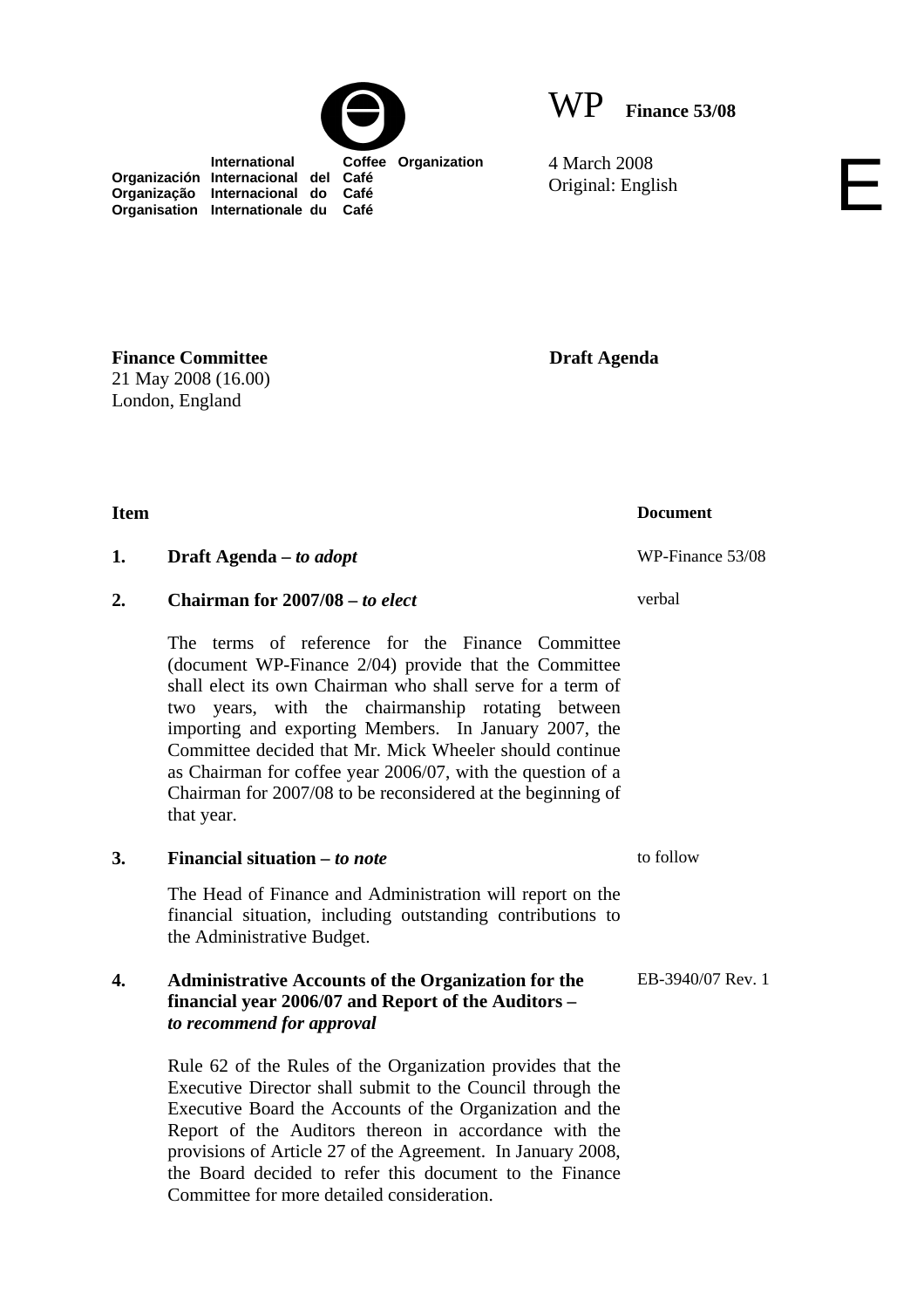International Coffee Organization
Organización Internacional del Café
Organização Internacional do Café
Organisation Internationale du Café

WP **Finance 53/08**

4 March 2008
Original: English

E

**Finance Committee**
21 May 2008 (16.00)
London, England

**Draft Agenda**

| **Item** | | **Document** |
|---|---|---|
| **1.** | **Draft Agenda –** ***to adopt*** | WP-Finance 53/08 |
| **2.** | **Chairman for 2007/08 –** ***to elect*** | verbal |
| | The terms of reference for the Finance Committee (document WP-Finance 2/04) provide that the Committee shall elect its own Chairman who shall serve for a term of two years, with the chairmanship rotating between importing and exporting Members. In January 2007, the Committee decided that Mr. Mick Wheeler should continue as Chairman for coffee year 2006/07, with the question of a Chairman for 2007/08 to be reconsidered at the beginning of that year. | |
| **3.** | **Financial situation –** ***to note*** | to follow |
| | The Head of Finance and Administration will report on the financial situation, including outstanding contributions to the Administrative Budget. | |
| **4.** | **Administrative Accounts of the Organization for the financial year 2006/07 and Report of the Auditors –** ***to recommend for approval*** | EB-3940/07 Rev. 1 |
| | Rule 62 of the Rules of the Organization provides that the Executive Director shall submit to the Council through the Executive Board the Accounts of the Organization and the Report of the Auditors thereon in accordance with the provisions of Article 27 of the Agreement. In January 2008, the Board decided to refer this document to the Finance Committee for more detailed consideration. | |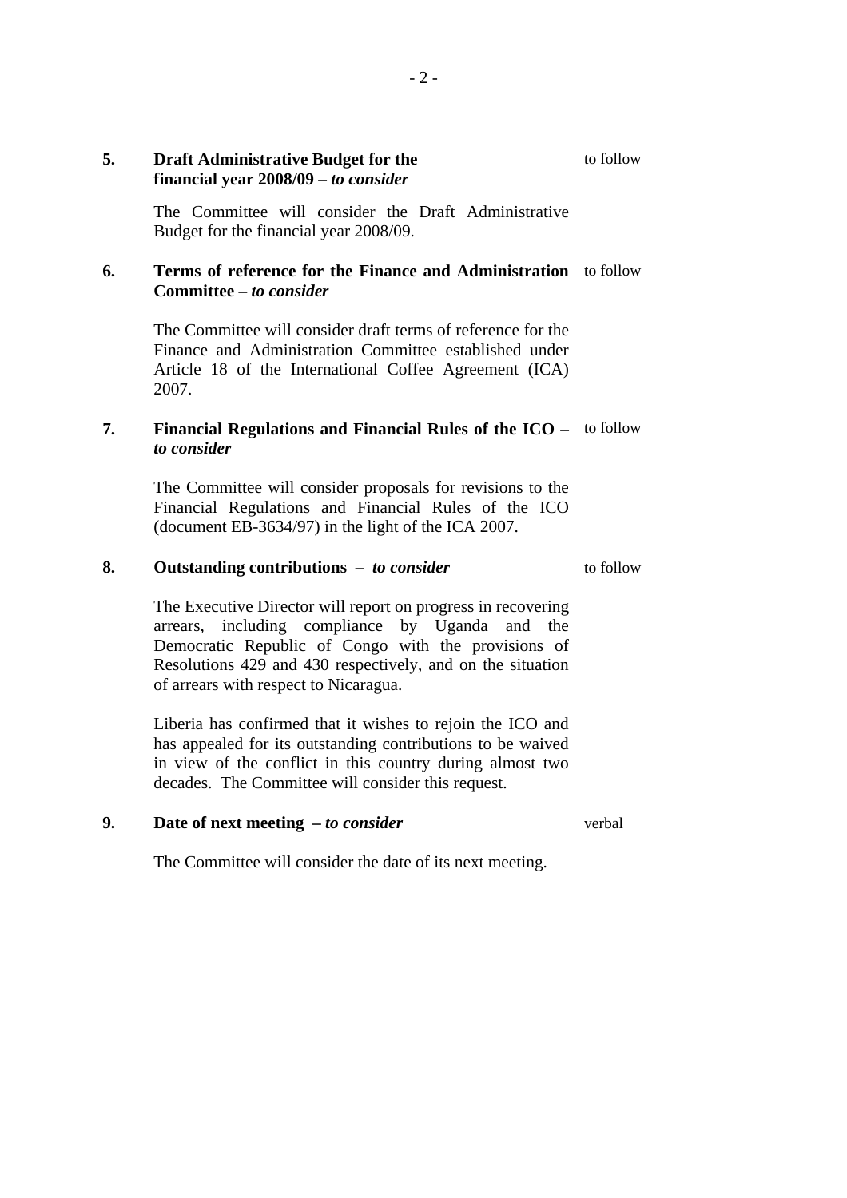**5. Draft Administrative Budget for the financial year 2008/09 – *to consider*** — to follow

The Committee will consider the Draft Administrative Budget for the financial year 2008/09.

**6. Terms of reference for the Finance and Administration Committee – *to consider*** — to follow

The Committee will consider draft terms of reference for the Finance and Administration Committee established under Article 18 of the International Coffee Agreement (ICA) 2007.

**7. Financial Regulations and Financial Rules of the ICO – *to consider*** — to follow

The Committee will consider proposals for revisions to the Financial Regulations and Financial Rules of the ICO (document EB-3634/97) in the light of the ICA 2007.

**8. Outstanding contributions – *to consider*** — to follow

The Executive Director will report on progress in recovering arrears, including compliance by Uganda and the Democratic Republic of Congo with the provisions of Resolutions 429 and 430 respectively, and on the situation of arrears with respect to Nicaragua.

Liberia has confirmed that it wishes to rejoin the ICO and has appealed for its outstanding contributions to be waived in view of the conflict in this country during almost two decades. The Committee will consider this request.

**9. Date of next meeting – *to consider*** — verbal

The Committee will consider the date of its next meeting.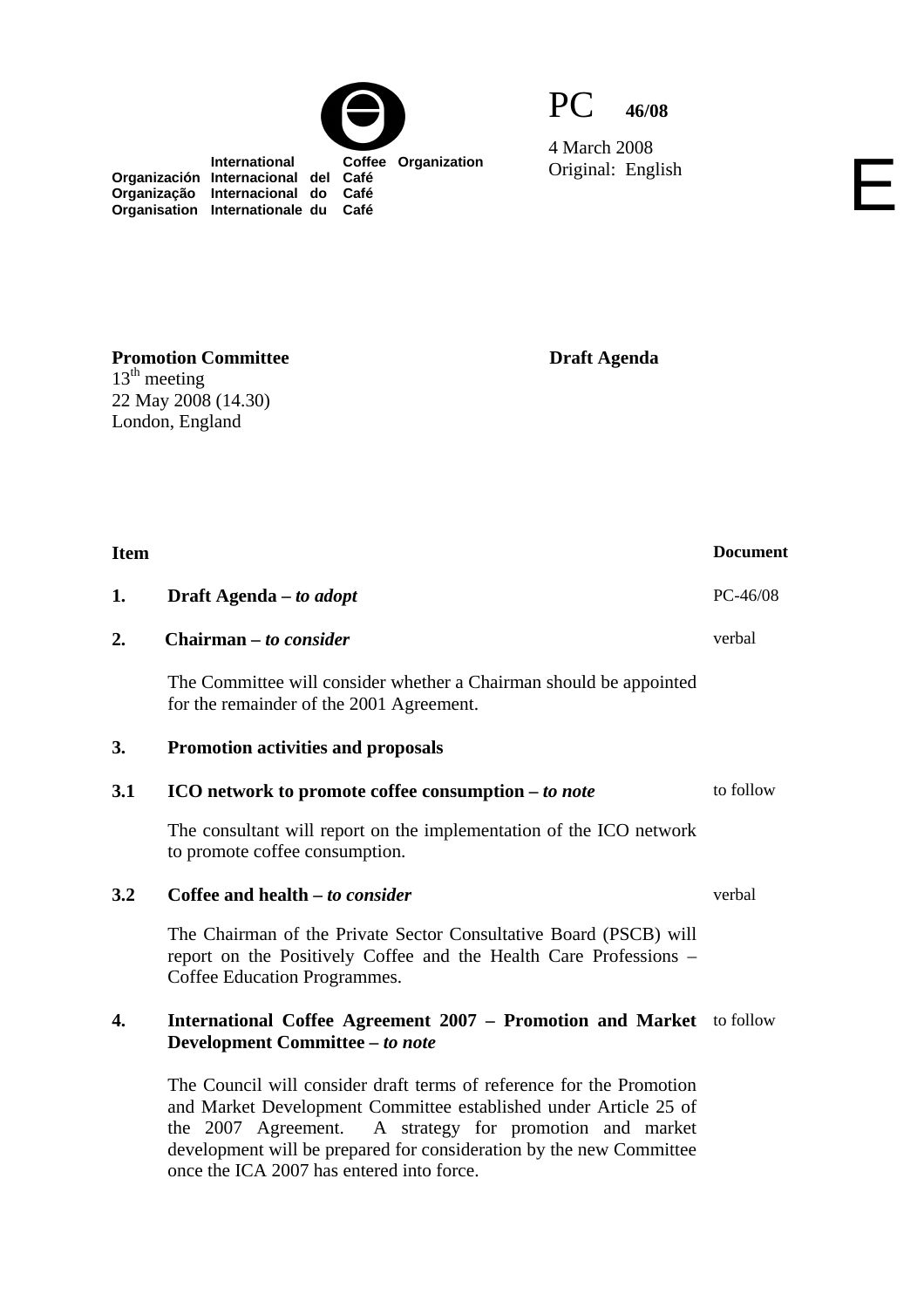International Coffee Organization
Organización Internacional del Café
Organização Internacional do Café
Organisation Internationale du Café

PC 46/08

4 March 2008
Original: English

E

**Promotion Committee**
13th meeting
22 May 2008 (14.30)
London, England

**Draft Agenda**

| **Item** | | **Document** |
|---|---|---|
| **1.** | **Draft Agenda –** ***to adopt*** | PC-46/08 |
| **2.** | **Chairman –** ***to consider*** | verbal |
| | The Committee will consider whether a Chairman should be appointed for the remainder of the 2001 Agreement. | |
| **3.** | **Promotion activities and proposals** | |
| **3.1** | **ICO network to promote coffee consumption –** ***to note*** | to follow |
| | The consultant will report on the implementation of the ICO network to promote coffee consumption. | |
| **3.2** | **Coffee and health –** ***to consider*** | verbal |
| | The Chairman of the Private Sector Consultative Board (PSCB) will report on the Positively Coffee and the Health Care Professions – Coffee Education Programmes. | |
| **4.** | **International Coffee Agreement 2007 – Promotion and Market Development Committee –** ***to note*** | to follow |
| | The Council will consider draft terms of reference for the Promotion and Market Development Committee established under Article 25 of the 2007 Agreement. A strategy for promotion and market development will be prepared for consideration by the new Committee once the ICA 2007 has entered into force. | |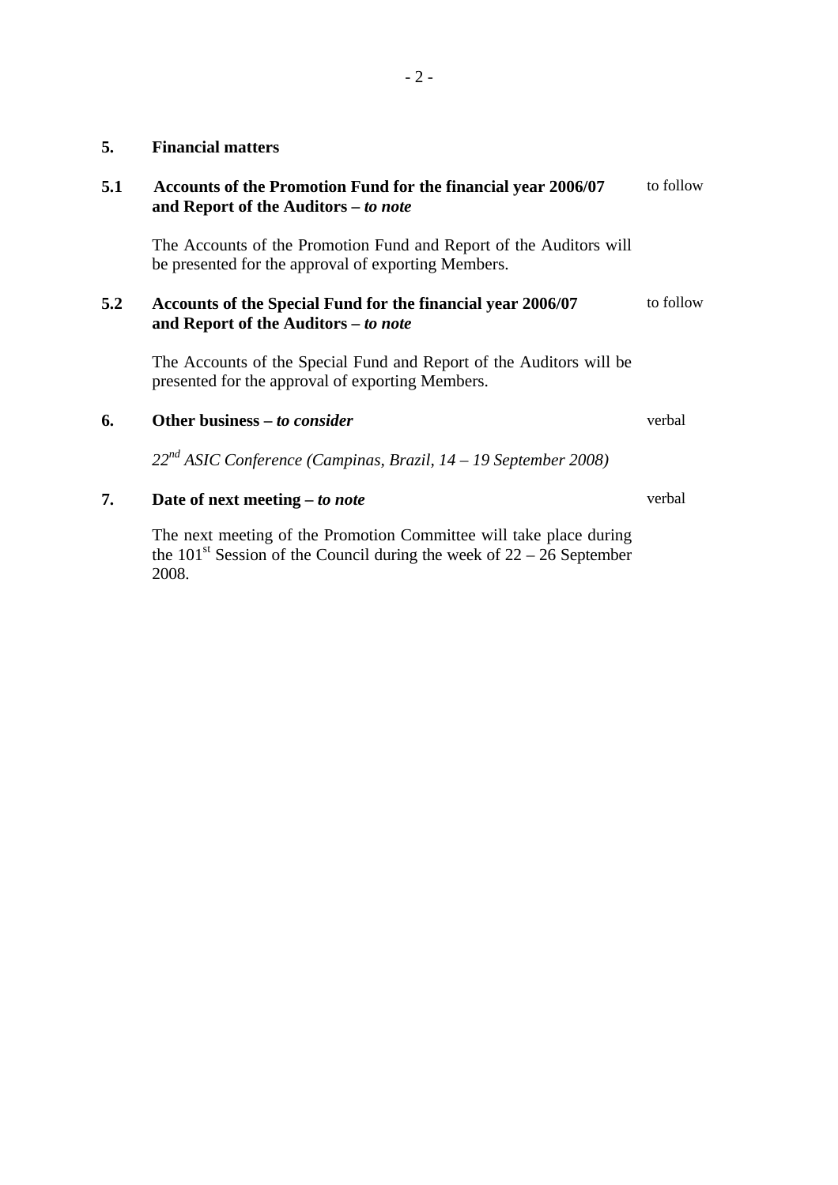## 5. Financial matters

**5.1 Accounts of the Promotion Fund for the financial year 2006/07 and Report of the Auditors –** ***to note*** — to follow

The Accounts of the Promotion Fund and Report of the Auditors will be presented for the approval of exporting Members.

**5.2 Accounts of the Special Fund for the financial year 2006/07 and Report of the Auditors –** ***to note*** — to follow

The Accounts of the Special Fund and Report of the Auditors will be presented for the approval of exporting Members.

## 6. Other business – *to consider*

verbal

*22nd ASIC Conference (Campinas, Brazil, 14 – 19 September 2008)*

## 7. Date of next meeting – *to note*

verbal

The next meeting of the Promotion Committee will take place during the 101st Session of the Council during the week of 22 – 26 September 2008.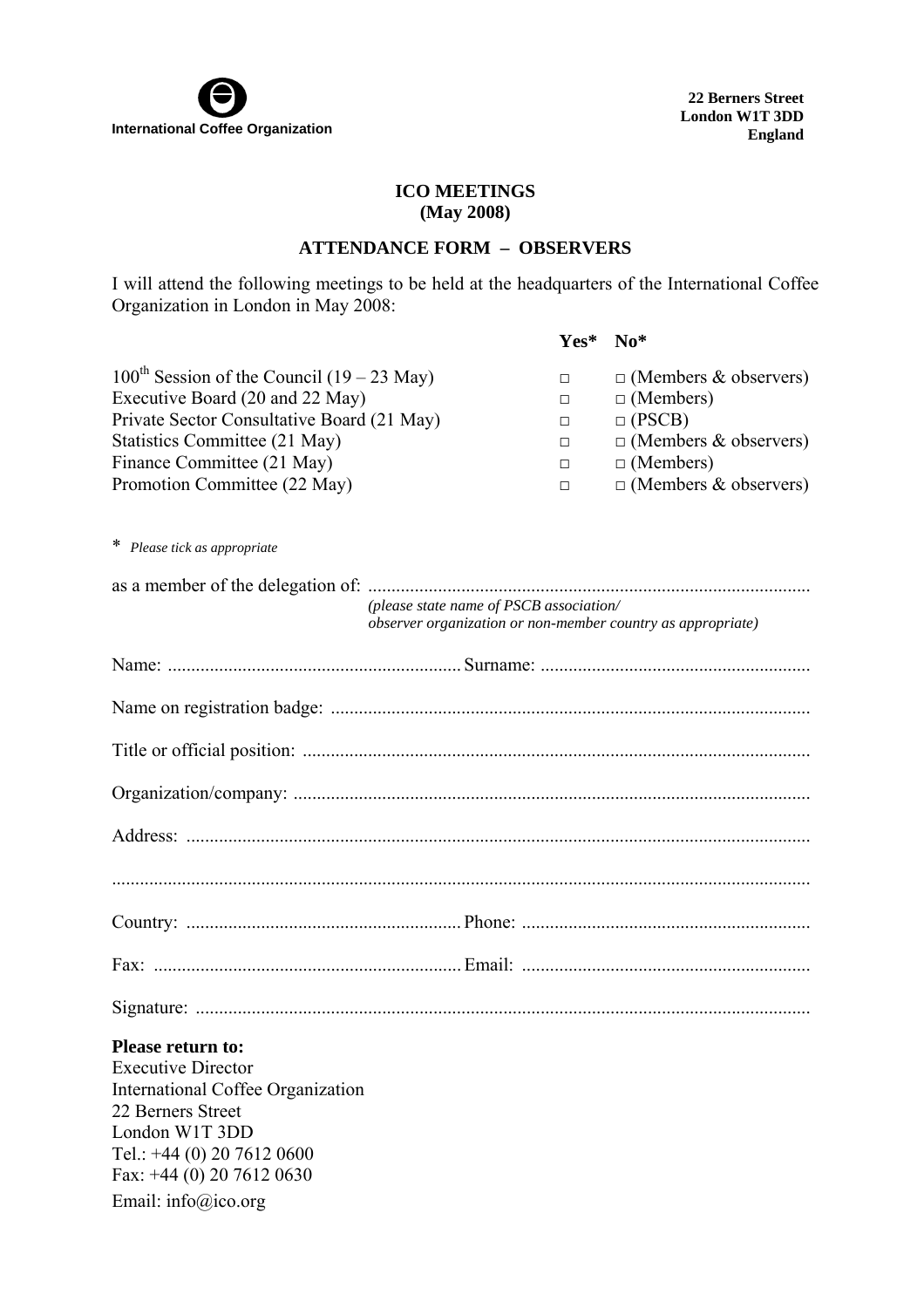International Coffee Organization

**22 Berners Street**
**London W1T 3DD**
**England**

## ICO MEETINGS
## (May 2008)

### ATTENDANCE FORM – OBSERVERS

I will attend the following meetings to be held at the headquarters of the International Coffee Organization in London in May 2008:

| | Yes* | No* | |
|---|---|---|---|
| 100th Session of the Council (19 – 23 May) | □ | □ | (Members & observers) |
| Executive Board (20 and 22 May) | □ | □ | (Members) |
| Private Sector Consultative Board (21 May) | □ | □ | (PSCB) |
| Statistics Committee (21 May) | □ | □ | (Members & observers) |
| Finance Committee (21 May) | □ | □ | (Members) |
| Promotion Committee (22 May) | □ | □ | (Members & observers) |

\* *Please tick as appropriate*

as a member of the delegation of: ..............................................................................................
*(please state name of PSCB association/ observer organization or non-member country as appropriate)*

Name: .............................................................. Surname: ..........................................................

Name on registration badge: ......................................................................................................

Title or official position: ............................................................................................................

Organization/company: ..............................................................................................................

Address: .....................................................................................................................................

.....................................................................................................................................................

Country: .......................................................... Phone: ..............................................................

Fax: ................................................................. Email: ..............................................................

Signature: ...................................................................................................................................

**Please return to:**
Executive Director
International Coffee Organization
22 Berners Street
London W1T 3DD
Tel.: +44 (0) 20 7612 0600
Fax: +44 (0) 20 7612 0630
Email: info@ico.org